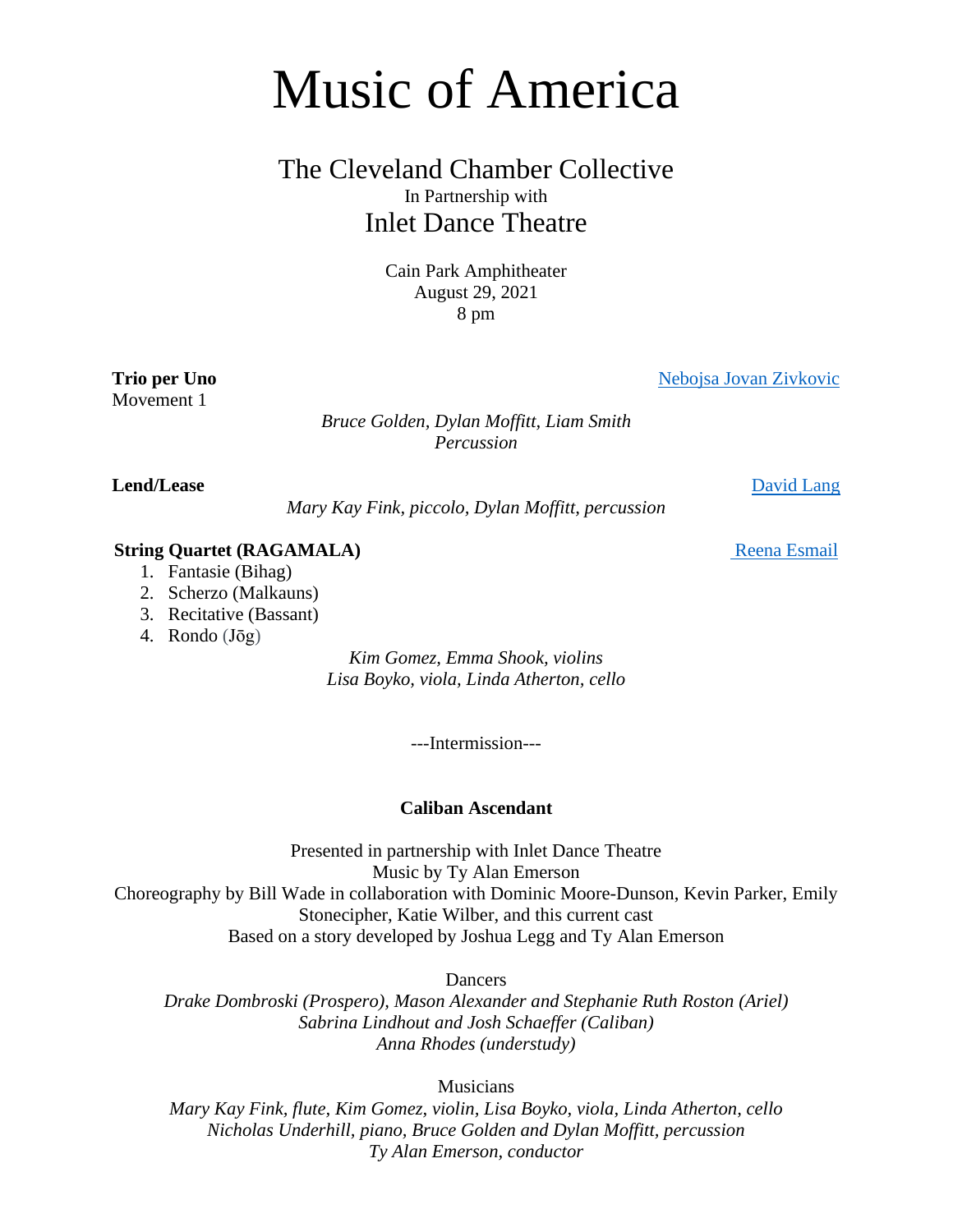# Music of America

## The Cleveland Chamber Collective

In Partnership with

## Inlet Dance Theatre

Cain Park Amphitheater
August 29, 2021
8 pm

**Trio per Uno** — Nebojsa Jovan Zivkovic
Movement 1

*Bruce Golden, Dylan Moffitt, Liam Smith*
*Percussion*

**Lend/Lease** — David Lang

*Mary Kay Fink, piccolo, Dylan Moffitt, percussion*

**String Quartet (RAGAMALA)** — Reena Esmail

1. Fantasie (Bihag)
2. Scherzo (Malkauns)
3. Recitative (Bassant)
4. Rondo (Jōg)

*Kim Gomez, Emma Shook, violins*
*Lisa Boyko, viola, Linda Atherton, cello*

---Intermission---

**Caliban Ascendant**

Presented in partnership with Inlet Dance Theatre
Music by Ty Alan Emerson
Choreography by Bill Wade in collaboration with Dominic Moore-Dunson, Kevin Parker, Emily Stonecipher, Katie Wilber, and this current cast
Based on a story developed by Joshua Legg and Ty Alan Emerson

Dancers
*Drake Dombroski (Prospero), Mason Alexander and Stephanie Ruth Roston (Ariel)*
*Sabrina Lindhout and Josh Schaeffer (Caliban)*
*Anna Rhodes (understudy)*

Musicians
*Mary Kay Fink, flute, Kim Gomez, violin, Lisa Boyko, viola, Linda Atherton, cello*
*Nicholas Underhill, piano, Bruce Golden and Dylan Moffitt, percussion*
*Ty Alan Emerson, conductor*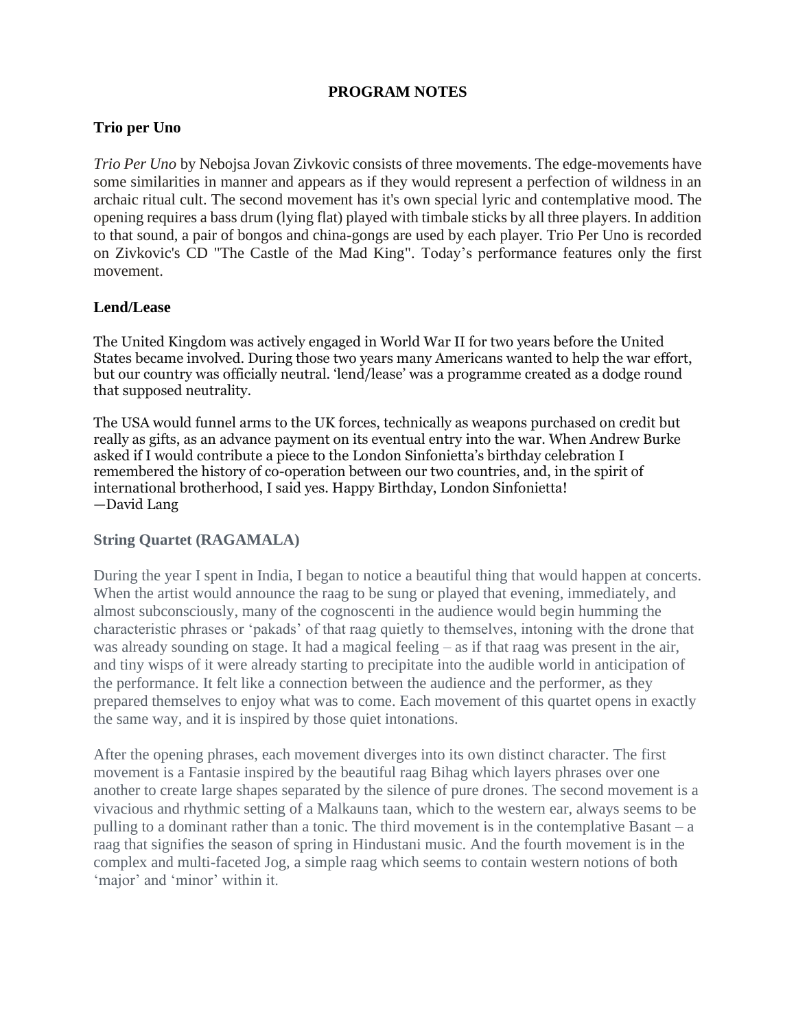## PROGRAM NOTES

### Trio per Uno

*Trio Per Uno* by Nebojsa Jovan Zivkovic consists of three movements. The edge-movements have some similarities in manner and appears as if they would represent a perfection of wildness in an archaic ritual cult. The second movement has it's own special lyric and contemplative mood. The opening requires a bass drum (lying flat) played with timbale sticks by all three players. In addition to that sound, a pair of bongos and china-gongs are used by each player. Trio Per Uno is recorded on Zivkovic's CD "The Castle of the Mad King". Today's performance features only the first movement.

### Lend/Lease

The United Kingdom was actively engaged in World War II for two years before the United States became involved. During those two years many Americans wanted to help the war effort, but our country was officially neutral. 'lend/lease' was a programme created as a dodge round that supposed neutrality.

The USA would funnel arms to the UK forces, technically as weapons purchased on credit but really as gifts, as an advance payment on its eventual entry into the war. When Andrew Burke asked if I would contribute a piece to the London Sinfonietta's birthday celebration I remembered the history of co-operation between our two countries, and, in the spirit of international brotherhood, I said yes. Happy Birthday, London Sinfonietta!
—David Lang

### String Quartet (RAGAMALA)

During the year I spent in India, I began to notice a beautiful thing that would happen at concerts. When the artist would announce the raag to be sung or played that evening, immediately, and almost subconsciously, many of the cognoscenti in the audience would begin humming the characteristic phrases or 'pakads' of that raag quietly to themselves, intoning with the drone that was already sounding on stage. It had a magical feeling – as if that raag was present in the air, and tiny wisps of it were already starting to precipitate into the audible world in anticipation of the performance. It felt like a connection between the audience and the performer, as they prepared themselves to enjoy what was to come. Each movement of this quartet opens in exactly the same way, and it is inspired by those quiet intonations.

After the opening phrases, each movement diverges into its own distinct character. The first movement is a Fantasie inspired by the beautiful raag Bihag which layers phrases over one another to create large shapes separated by the silence of pure drones. The second movement is a vivacious and rhythmic setting of a Malkauns taan, which to the western ear, always seems to be pulling to a dominant rather than a tonic. The third movement is in the contemplative Basant – a raag that signifies the season of spring in Hindustani music. And the fourth movement is in the complex and multi-faceted Jog, a simple raag which seems to contain western notions of both 'major' and 'minor' within it.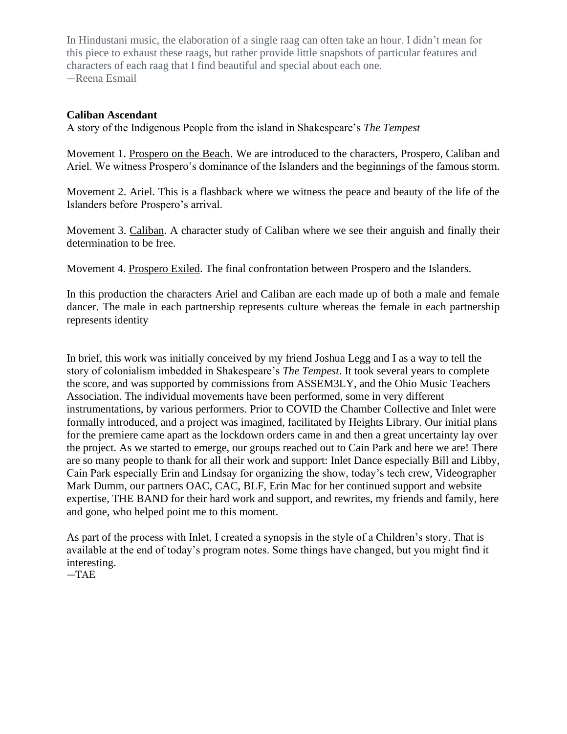In Hindustani music, the elaboration of a single raag can often take an hour. I didn't mean for this piece to exhaust these raags, but rather provide little snapshots of particular features and characters of each raag that I find beautiful and special about each one.
—Reena Esmail

**Caliban Ascendant**

A story of the Indigenous People from the island in Shakespeare's *The Tempest*

Movement 1. <u>Prospero on the Beach</u>. We are introduced to the characters, Prospero, Caliban and Ariel. We witness Prospero's dominance of the Islanders and the beginnings of the famous storm.

Movement 2. <u>Ariel</u>. This is a flashback where we witness the peace and beauty of the life of the Islanders before Prospero's arrival.

Movement 3. <u>Caliban</u>. A character study of Caliban where we see their anguish and finally their determination to be free.

Movement 4. <u>Prospero Exiled</u>. The final confrontation between Prospero and the Islanders.

In this production the characters Ariel and Caliban are each made up of both a male and female dancer. The male in each partnership represents culture whereas the female in each partnership represents identity

In brief, this work was initially conceived by my friend Joshua Legg and I as a way to tell the story of colonialism imbedded in Shakespeare's *The Tempest*. It took several years to complete the score, and was supported by commissions from ASSEM3LY, and the Ohio Music Teachers Association. The individual movements have been performed, some in very different instrumentations, by various performers. Prior to COVID the Chamber Collective and Inlet were formally introduced, and a project was imagined, facilitated by Heights Library. Our initial plans for the premiere came apart as the lockdown orders came in and then a great uncertainty lay over the project. As we started to emerge, our groups reached out to Cain Park and here we are! There are so many people to thank for all their work and support: Inlet Dance especially Bill and Libby, Cain Park especially Erin and Lindsay for organizing the show, today's tech crew, Videographer Mark Dumm, our partners OAC, CAC, BLF, Erin Mac for her continued support and website expertise, THE BAND for their hard work and support, and rewrites, my friends and family, here and gone, who helped point me to this moment.

As part of the process with Inlet, I created a synopsis in the style of a Children's story. That is available at the end of today's program notes. Some things have changed, but you might find it interesting.
—TAE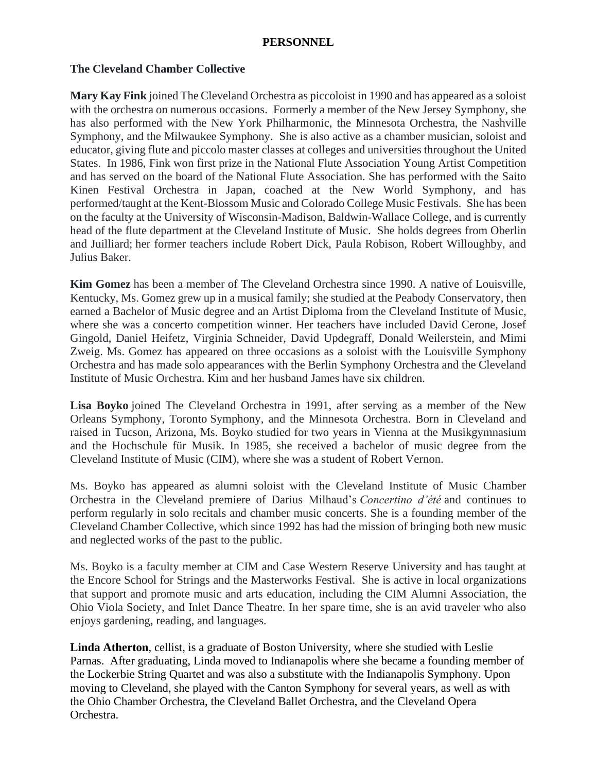# PERSONNEL

## The Cleveland Chamber Collective

**Mary Kay Fink** joined The Cleveland Orchestra as piccoloist in 1990 and has appeared as a soloist with the orchestra on numerous occasions. Formerly a member of the New Jersey Symphony, she has also performed with the New York Philharmonic, the Minnesota Orchestra, the Nashville Symphony, and the Milwaukee Symphony. She is also active as a chamber musician, soloist and educator, giving flute and piccolo master classes at colleges and universities throughout the United States. In 1986, Fink won first prize in the National Flute Association Young Artist Competition and has served on the board of the National Flute Association. She has performed with the Saito Kinen Festival Orchestra in Japan, coached at the New World Symphony, and has performed/taught at the Kent-Blossom Music and Colorado College Music Festivals. She has been on the faculty at the University of Wisconsin-Madison, Baldwin-Wallace College, and is currently head of the flute department at the Cleveland Institute of Music. She holds degrees from Oberlin and Juilliard; her former teachers include Robert Dick, Paula Robison, Robert Willoughby, and Julius Baker.

**Kim Gomez** has been a member of The Cleveland Orchestra since 1990. A native of Louisville, Kentucky, Ms. Gomez grew up in a musical family; she studied at the Peabody Conservatory, then earned a Bachelor of Music degree and an Artist Diploma from the Cleveland Institute of Music, where she was a concerto competition winner. Her teachers have included David Cerone, Josef Gingold, Daniel Heifetz, Virginia Schneider, David Updegraff, Donald Weilerstein, and Mimi Zweig. Ms. Gomez has appeared on three occasions as a soloist with the Louisville Symphony Orchestra and has made solo appearances with the Berlin Symphony Orchestra and the Cleveland Institute of Music Orchestra. Kim and her husband James have six children.

**Lisa Boyko** joined The Cleveland Orchestra in 1991, after serving as a member of the New Orleans Symphony, Toronto Symphony, and the Minnesota Orchestra. Born in Cleveland and raised in Tucson, Arizona, Ms. Boyko studied for two years in Vienna at the Musikgymnasium and the Hochschule für Musik. In 1985, she received a bachelor of music degree from the Cleveland Institute of Music (CIM), where she was a student of Robert Vernon.

Ms. Boyko has appeared as alumni soloist with the Cleveland Institute of Music Chamber Orchestra in the Cleveland premiere of Darius Milhaud's *Concertino d'été* and continues to perform regularly in solo recitals and chamber music concerts. She is a founding member of the Cleveland Chamber Collective, which since 1992 has had the mission of bringing both new music and neglected works of the past to the public.

Ms. Boyko is a faculty member at CIM and Case Western Reserve University and has taught at the Encore School for Strings and the Masterworks Festival. She is active in local organizations that support and promote music and arts education, including the CIM Alumni Association, the Ohio Viola Society, and Inlet Dance Theatre. In her spare time, she is an avid traveler who also enjoys gardening, reading, and languages.

**Linda Atherton**, cellist, is a graduate of Boston University, where she studied with Leslie Parnas. After graduating, Linda moved to Indianapolis where she became a founding member of the Lockerbie String Quartet and was also a substitute with the Indianapolis Symphony. Upon moving to Cleveland, she played with the Canton Symphony for several years, as well as with the Ohio Chamber Orchestra, the Cleveland Ballet Orchestra, and the Cleveland Opera Orchestra.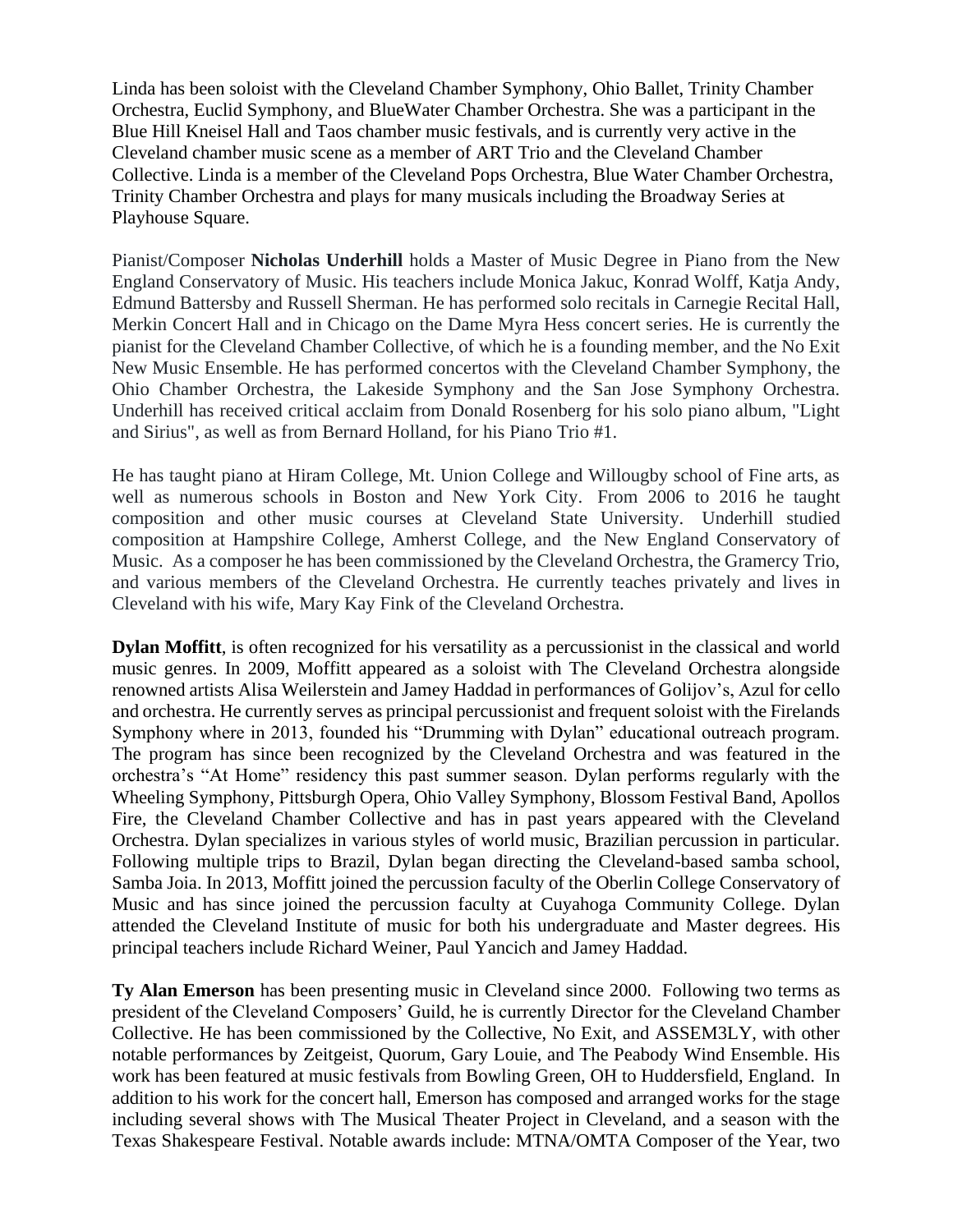Linda has been soloist with the Cleveland Chamber Symphony, Ohio Ballet, Trinity Chamber Orchestra, Euclid Symphony, and BlueWater Chamber Orchestra. She was a participant in the Blue Hill Kneisel Hall and Taos chamber music festivals, and is currently very active in the Cleveland chamber music scene as a member of ART Trio and the Cleveland Chamber Collective. Linda is a member of the Cleveland Pops Orchestra, Blue Water Chamber Orchestra, Trinity Chamber Orchestra and plays for many musicals including the Broadway Series at Playhouse Square.

Pianist/Composer **Nicholas Underhill** holds a Master of Music Degree in Piano from the New England Conservatory of Music. His teachers include Monica Jakuc, Konrad Wolff, Katja Andy, Edmund Battersby and Russell Sherman. He has performed solo recitals in Carnegie Recital Hall, Merkin Concert Hall and in Chicago on the Dame Myra Hess concert series. He is currently the pianist for the Cleveland Chamber Collective, of which he is a founding member, and the No Exit New Music Ensemble. He has performed concertos with the Cleveland Chamber Symphony, the Ohio Chamber Orchestra, the Lakeside Symphony and the San Jose Symphony Orchestra. Underhill has received critical acclaim from Donald Rosenberg for his solo piano album, "Light and Sirius", as well as from Bernard Holland, for his Piano Trio #1.

He has taught piano at Hiram College, Mt. Union College and Willougby school of Fine arts, as well as numerous schools in Boston and New York City. From 2006 to 2016 he taught composition and other music courses at Cleveland State University. Underhill studied composition at Hampshire College, Amherst College, and the New England Conservatory of Music. As a composer he has been commissioned by the Cleveland Orchestra, the Gramercy Trio, and various members of the Cleveland Orchestra. He currently teaches privately and lives in Cleveland with his wife, Mary Kay Fink of the Cleveland Orchestra.

**Dylan Moffitt**, is often recognized for his versatility as a percussionist in the classical and world music genres. In 2009, Moffitt appeared as a soloist with The Cleveland Orchestra alongside renowned artists Alisa Weilerstein and Jamey Haddad in performances of Golijov's, Azul for cello and orchestra. He currently serves as principal percussionist and frequent soloist with the Firelands Symphony where in 2013, founded his "Drumming with Dylan" educational outreach program. The program has since been recognized by the Cleveland Orchestra and was featured in the orchestra's "At Home" residency this past summer season. Dylan performs regularly with the Wheeling Symphony, Pittsburgh Opera, Ohio Valley Symphony, Blossom Festival Band, Apollos Fire, the Cleveland Chamber Collective and has in past years appeared with the Cleveland Orchestra. Dylan specializes in various styles of world music, Brazilian percussion in particular. Following multiple trips to Brazil, Dylan began directing the Cleveland-based samba school, Samba Joia. In 2013, Moffitt joined the percussion faculty of the Oberlin College Conservatory of Music and has since joined the percussion faculty at Cuyahoga Community College. Dylan attended the Cleveland Institute of music for both his undergraduate and Master degrees. His principal teachers include Richard Weiner, Paul Yancich and Jamey Haddad.

**Ty Alan Emerson** has been presenting music in Cleveland since 2000. Following two terms as president of the Cleveland Composers' Guild, he is currently Director for the Cleveland Chamber Collective. He has been commissioned by the Collective, No Exit, and ASSEM3LY, with other notable performances by Zeitgeist, Quorum, Gary Louie, and The Peabody Wind Ensemble. His work has been featured at music festivals from Bowling Green, OH to Huddersfield, England. In addition to his work for the concert hall, Emerson has composed and arranged works for the stage including several shows with The Musical Theater Project in Cleveland, and a season with the Texas Shakespeare Festival. Notable awards include: MTNA/OMTA Composer of the Year, two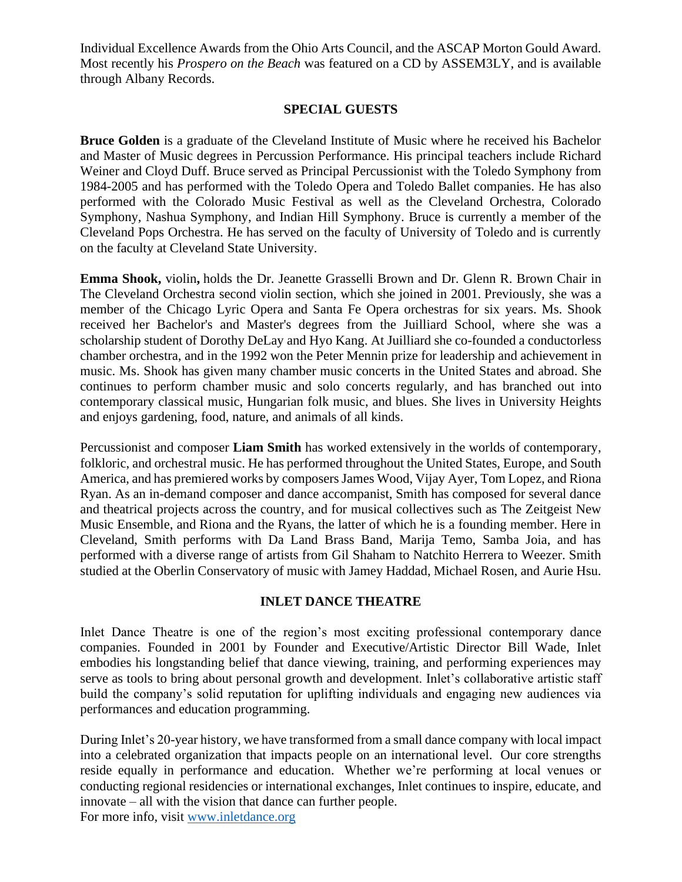Individual Excellence Awards from the Ohio Arts Council, and the ASCAP Morton Gould Award. Most recently his *Prospero on the Beach* was featured on a CD by ASSEM3LY, and is available through Albany Records.

## SPECIAL GUESTS

**Bruce Golden** is a graduate of the Cleveland Institute of Music where he received his Bachelor and Master of Music degrees in Percussion Performance. His principal teachers include Richard Weiner and Cloyd Duff. Bruce served as Principal Percussionist with the Toledo Symphony from 1984-2005 and has performed with the Toledo Opera and Toledo Ballet companies. He has also performed with the Colorado Music Festival as well as the Cleveland Orchestra, Colorado Symphony, Nashua Symphony, and Indian Hill Symphony. Bruce is currently a member of the Cleveland Pops Orchestra. He has served on the faculty of University of Toledo and is currently on the faculty at Cleveland State University.

**Emma Shook,** violin**,** holds the Dr. Jeanette Grasselli Brown and Dr. Glenn R. Brown Chair in The Cleveland Orchestra second violin section, which she joined in 2001. Previously, she was a member of the Chicago Lyric Opera and Santa Fe Opera orchestras for six years. Ms. Shook received her Bachelor's and Master's degrees from the Juilliard School, where she was a scholarship student of Dorothy DeLay and Hyo Kang. At Juilliard she co-founded a conductorless chamber orchestra, and in the 1992 won the Peter Mennin prize for leadership and achievement in music. Ms. Shook has given many chamber music concerts in the United States and abroad. She continues to perform chamber music and solo concerts regularly, and has branched out into contemporary classical music, Hungarian folk music, and blues. She lives in University Heights and enjoys gardening, food, nature, and animals of all kinds.

Percussionist and composer **Liam Smith** has worked extensively in the worlds of contemporary, folkloric, and orchestral music. He has performed throughout the United States, Europe, and South America, and has premiered works by composers James Wood, Vijay Ayer, Tom Lopez, and Riona Ryan. As an in-demand composer and dance accompanist, Smith has composed for several dance and theatrical projects across the country, and for musical collectives such as The Zeitgeist New Music Ensemble, and Riona and the Ryans, the latter of which he is a founding member. Here in Cleveland, Smith performs with Da Land Brass Band, Marija Temo, Samba Joia, and has performed with a diverse range of artists from Gil Shaham to Natchito Herrera to Weezer. Smith studied at the Oberlin Conservatory of music with Jamey Haddad, Michael Rosen, and Aurie Hsu.

## INLET DANCE THEATRE

Inlet Dance Theatre is one of the region's most exciting professional contemporary dance companies. Founded in 2001 by Founder and Executive/Artistic Director Bill Wade, Inlet embodies his longstanding belief that dance viewing, training, and performing experiences may serve as tools to bring about personal growth and development. Inlet's collaborative artistic staff build the company's solid reputation for uplifting individuals and engaging new audiences via performances and education programming.

During Inlet's 20-year history, we have transformed from a small dance company with local impact into a celebrated organization that impacts people on an international level. Our core strengths reside equally in performance and education. Whether we're performing at local venues or conducting regional residencies or international exchanges, Inlet continues to inspire, educate, and innovate – all with the vision that dance can further people.
For more info, visit [www.inletdance.org](http://www.inletdance.org)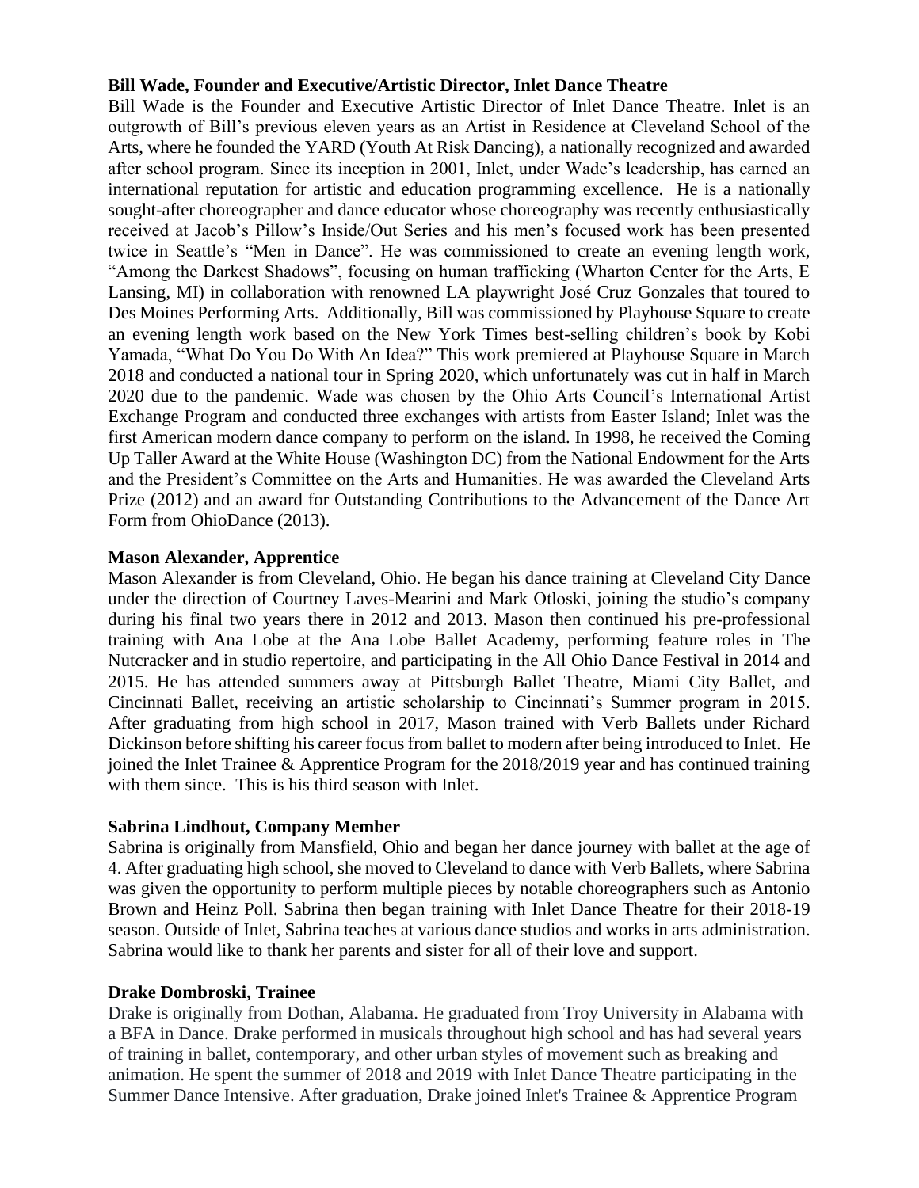**Bill Wade, Founder and Executive/Artistic Director, Inlet Dance Theatre**

Bill Wade is the Founder and Executive Artistic Director of Inlet Dance Theatre. Inlet is an outgrowth of Bill's previous eleven years as an Artist in Residence at Cleveland School of the Arts, where he founded the YARD (Youth At Risk Dancing), a nationally recognized and awarded after school program. Since its inception in 2001, Inlet, under Wade's leadership, has earned an international reputation for artistic and education programming excellence. He is a nationally sought-after choreographer and dance educator whose choreography was recently enthusiastically received at Jacob's Pillow's Inside/Out Series and his men's focused work has been presented twice in Seattle's "Men in Dance". He was commissioned to create an evening length work, "Among the Darkest Shadows", focusing on human trafficking (Wharton Center for the Arts, E Lansing, MI) in collaboration with renowned LA playwright José Cruz Gonzales that toured to Des Moines Performing Arts. Additionally, Bill was commissioned by Playhouse Square to create an evening length work based on the New York Times best-selling children's book by Kobi Yamada, "What Do You Do With An Idea?" This work premiered at Playhouse Square in March 2018 and conducted a national tour in Spring 2020, which unfortunately was cut in half in March 2020 due to the pandemic. Wade was chosen by the Ohio Arts Council's International Artist Exchange Program and conducted three exchanges with artists from Easter Island; Inlet was the first American modern dance company to perform on the island. In 1998, he received the Coming Up Taller Award at the White House (Washington DC) from the National Endowment for the Arts and the President's Committee on the Arts and Humanities. He was awarded the Cleveland Arts Prize (2012) and an award for Outstanding Contributions to the Advancement of the Dance Art Form from OhioDance (2013).

**Mason Alexander, Apprentice**

Mason Alexander is from Cleveland, Ohio. He began his dance training at Cleveland City Dance under the direction of Courtney Laves-Mearini and Mark Otloski, joining the studio's company during his final two years there in 2012 and 2013. Mason then continued his pre-professional training with Ana Lobe at the Ana Lobe Ballet Academy, performing feature roles in The Nutcracker and in studio repertoire, and participating in the All Ohio Dance Festival in 2014 and 2015. He has attended summers away at Pittsburgh Ballet Theatre, Miami City Ballet, and Cincinnati Ballet, receiving an artistic scholarship to Cincinnati's Summer program in 2015. After graduating from high school in 2017, Mason trained with Verb Ballets under Richard Dickinson before shifting his career focus from ballet to modern after being introduced to Inlet. He joined the Inlet Trainee & Apprentice Program for the 2018/2019 year and has continued training with them since. This is his third season with Inlet.

**Sabrina Lindhout, Company Member**

Sabrina is originally from Mansfield, Ohio and began her dance journey with ballet at the age of 4. After graduating high school, she moved to Cleveland to dance with Verb Ballets, where Sabrina was given the opportunity to perform multiple pieces by notable choreographers such as Antonio Brown and Heinz Poll. Sabrina then began training with Inlet Dance Theatre for their 2018-19 season. Outside of Inlet, Sabrina teaches at various dance studios and works in arts administration. Sabrina would like to thank her parents and sister for all of their love and support.

**Drake Dombroski, Trainee**

Drake is originally from Dothan, Alabama. He graduated from Troy University in Alabama with a BFA in Dance. Drake performed in musicals throughout high school and has had several years of training in ballet, contemporary, and other urban styles of movement such as breaking and animation. He spent the summer of 2018 and 2019 with Inlet Dance Theatre participating in the Summer Dance Intensive. After graduation, Drake joined Inlet's Trainee & Apprentice Program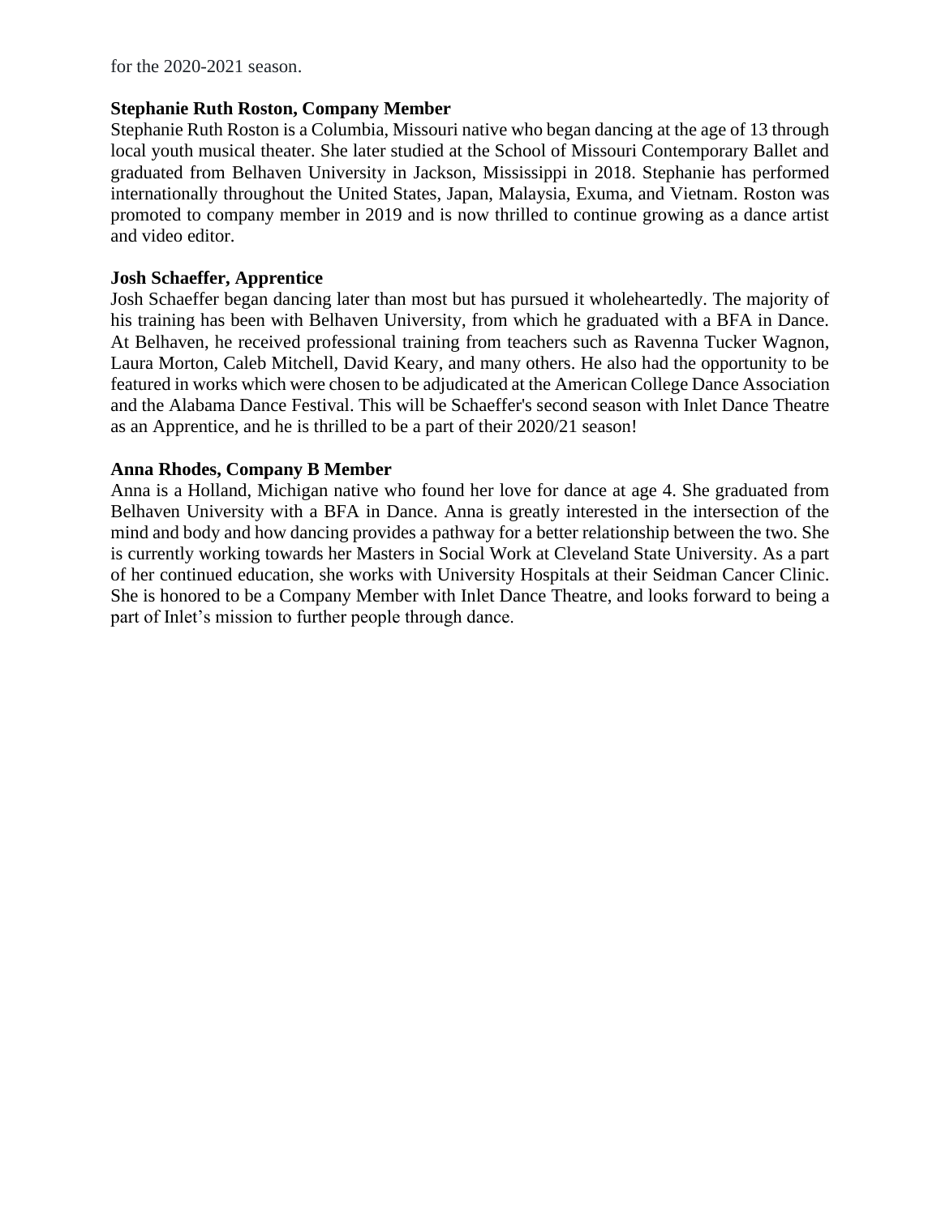for the 2020-2021 season.

**Stephanie Ruth Roston, Company Member**

Stephanie Ruth Roston is a Columbia, Missouri native who began dancing at the age of 13 through local youth musical theater. She later studied at the School of Missouri Contemporary Ballet and graduated from Belhaven University in Jackson, Mississippi in 2018. Stephanie has performed internationally throughout the United States, Japan, Malaysia, Exuma, and Vietnam. Roston was promoted to company member in 2019 and is now thrilled to continue growing as a dance artist and video editor.

**Josh Schaeffer, Apprentice**

Josh Schaeffer began dancing later than most but has pursued it wholeheartedly. The majority of his training has been with Belhaven University, from which he graduated with a BFA in Dance. At Belhaven, he received professional training from teachers such as Ravenna Tucker Wagnon, Laura Morton, Caleb Mitchell, David Keary, and many others. He also had the opportunity to be featured in works which were chosen to be adjudicated at the American College Dance Association and the Alabama Dance Festival. This will be Schaeffer's second season with Inlet Dance Theatre as an Apprentice, and he is thrilled to be a part of their 2020/21 season!

**Anna Rhodes, Company B Member**

Anna is a Holland, Michigan native who found her love for dance at age 4. She graduated from Belhaven University with a BFA in Dance. Anna is greatly interested in the intersection of the mind and body and how dancing provides a pathway for a better relationship between the two. She is currently working towards her Masters in Social Work at Cleveland State University. As a part of her continued education, she works with University Hospitals at their Seidman Cancer Clinic. She is honored to be a Company Member with Inlet Dance Theatre, and looks forward to being a part of Inlet's mission to further people through dance.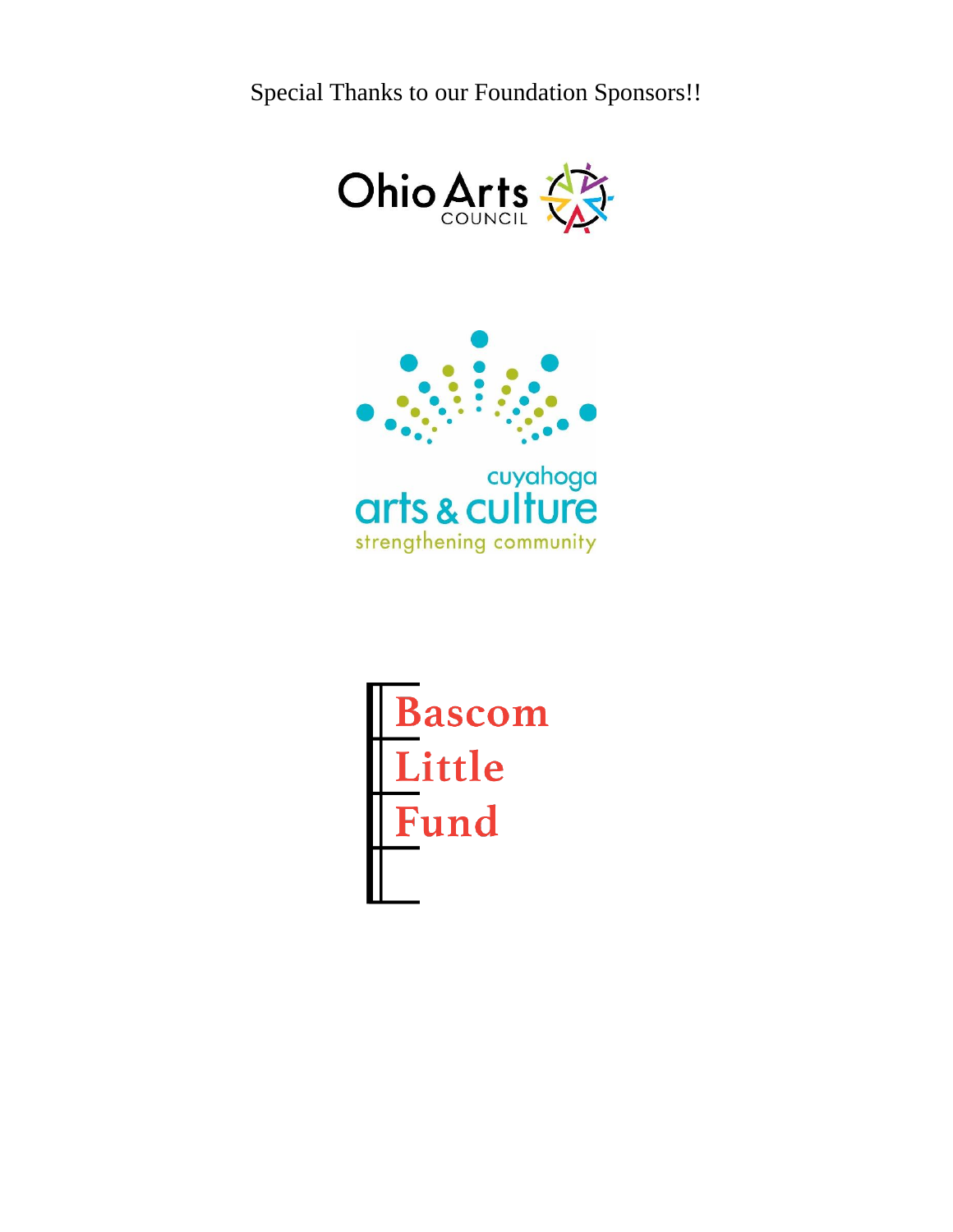Special Thanks to our Foundation Sponsors!!

Ohio Arts COUNCIL

cuyahoga
arts & culture
strengthening community

Bascom
Little
Fund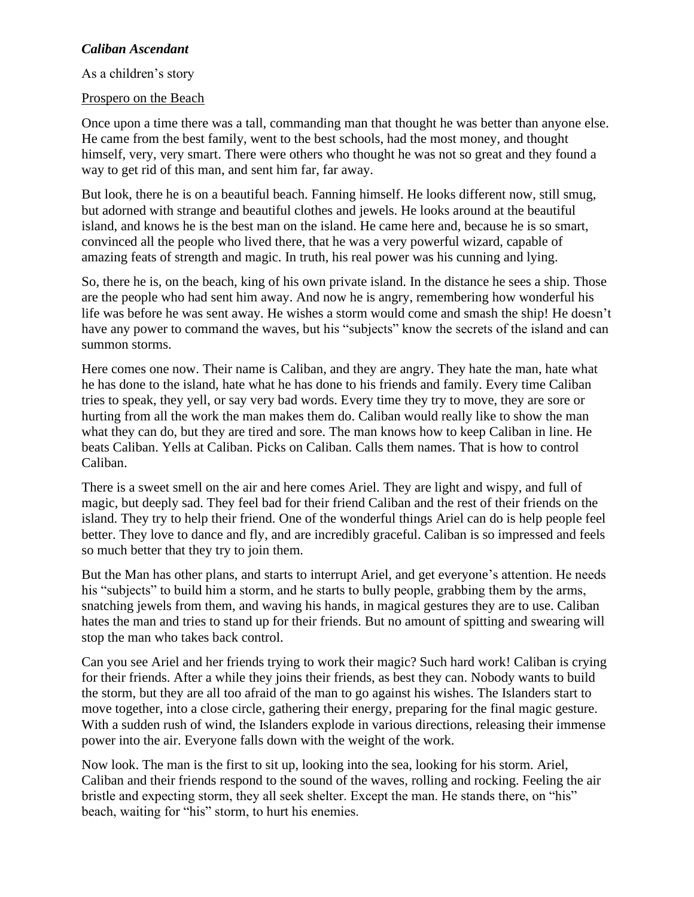***Caliban Ascendant***

As a children's story

<u>Prospero on the Beach</u>

Once upon a time there was a tall, commanding man that thought he was better than anyone else. He came from the best family, went to the best schools, had the most money, and thought himself, very, very smart. There were others who thought he was not so great and they found a way to get rid of this man, and sent him far, far away.

But look, there he is on a beautiful beach. Fanning himself. He looks different now, still smug, but adorned with strange and beautiful clothes and jewels. He looks around at the beautiful island, and knows he is the best man on the island. He came here and, because he is so smart, convinced all the people who lived there, that he was a very powerful wizard, capable of amazing feats of strength and magic. In truth, his real power was his cunning and lying.

So, there he is, on the beach, king of his own private island. In the distance he sees a ship. Those are the people who had sent him away. And now he is angry, remembering how wonderful his life was before he was sent away. He wishes a storm would come and smash the ship! He doesn't have any power to command the waves, but his "subjects" know the secrets of the island and can summon storms.

Here comes one now. Their name is Caliban, and they are angry. They hate the man, hate what he has done to the island, hate what he has done to his friends and family. Every time Caliban tries to speak, they yell, or say very bad words. Every time they try to move, they are sore or hurting from all the work the man makes them do. Caliban would really like to show the man what they can do, but they are tired and sore. The man knows how to keep Caliban in line. He beats Caliban. Yells at Caliban. Picks on Caliban. Calls them names. That is how to control Caliban.

There is a sweet smell on the air and here comes Ariel. They are light and wispy, and full of magic, but deeply sad. They feel bad for their friend Caliban and the rest of their friends on the island. They try to help their friend. One of the wonderful things Ariel can do is help people feel better. They love to dance and fly, and are incredibly graceful. Caliban is so impressed and feels so much better that they try to join them.

But the Man has other plans, and starts to interrupt Ariel, and get everyone's attention. He needs his "subjects" to build him a storm, and he starts to bully people, grabbing them by the arms, snatching jewels from them, and waving his hands, in magical gestures they are to use. Caliban hates the man and tries to stand up for their friends. But no amount of spitting and swearing will stop the man who takes back control.

Can you see Ariel and her friends trying to work their magic? Such hard work! Caliban is crying for their friends. After a while they joins their friends, as best they can. Nobody wants to build the storm, but they are all too afraid of the man to go against his wishes. The Islanders start to move together, into a close circle, gathering their energy, preparing for the final magic gesture. With a sudden rush of wind, the Islanders explode in various directions, releasing their immense power into the air. Everyone falls down with the weight of the work.

Now look. The man is the first to sit up, looking into the sea, looking for his storm. Ariel, Caliban and their friends respond to the sound of the waves, rolling and rocking. Feeling the air bristle and expecting storm, they all seek shelter. Except the man. He stands there, on "his" beach, waiting for "his" storm, to hurt his enemies.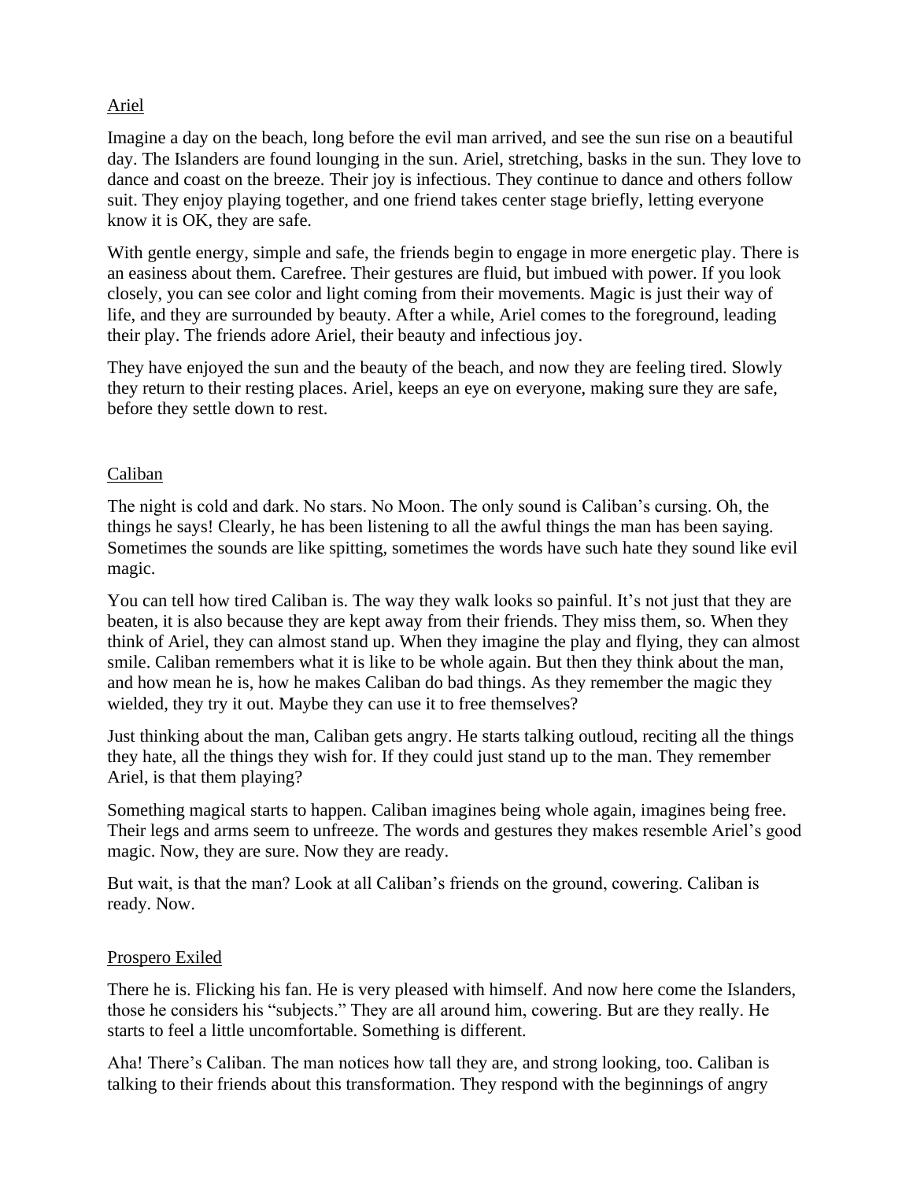Ariel

Imagine a day on the beach, long before the evil man arrived, and see the sun rise on a beautiful day. The Islanders are found lounging in the sun. Ariel, stretching, basks in the sun. They love to dance and coast on the breeze. Their joy is infectious. They continue to dance and others follow suit. They enjoy playing together, and one friend takes center stage briefly, letting everyone know it is OK, they are safe.

With gentle energy, simple and safe, the friends begin to engage in more energetic play. There is an easiness about them. Carefree. Their gestures are fluid, but imbued with power. If you look closely, you can see color and light coming from their movements. Magic is just their way of life, and they are surrounded by beauty. After a while, Ariel comes to the foreground, leading their play. The friends adore Ariel, their beauty and infectious joy.

They have enjoyed the sun and the beauty of the beach, and now they are feeling tired. Slowly they return to their resting places. Ariel, keeps an eye on everyone, making sure they are safe, before they settle down to rest.

Caliban

The night is cold and dark. No stars. No Moon. The only sound is Caliban's cursing. Oh, the things he says! Clearly, he has been listening to all the awful things the man has been saying. Sometimes the sounds are like spitting, sometimes the words have such hate they sound like evil magic.

You can tell how tired Caliban is. The way they walk looks so painful. It's not just that they are beaten, it is also because they are kept away from their friends. They miss them, so. When they think of Ariel, they can almost stand up. When they imagine the play and flying, they can almost smile. Caliban remembers what it is like to be whole again. But then they think about the man, and how mean he is, how he makes Caliban do bad things. As they remember the magic they wielded, they try it out. Maybe they can use it to free themselves?

Just thinking about the man, Caliban gets angry. He starts talking outloud, reciting all the things they hate, all the things they wish for. If they could just stand up to the man. They remember Ariel, is that them playing?

Something magical starts to happen. Caliban imagines being whole again, imagines being free. Their legs and arms seem to unfreeze. The words and gestures they makes resemble Ariel's good magic. Now, they are sure. Now they are ready.

But wait, is that the man? Look at all Caliban's friends on the ground, cowering. Caliban is ready. Now.

Prospero Exiled

There he is. Flicking his fan. He is very pleased with himself. And now here come the Islanders, those he considers his "subjects." They are all around him, cowering. But are they really. He starts to feel a little uncomfortable. Something is different.

Aha! There's Caliban. The man notices how tall they are, and strong looking, too. Caliban is talking to their friends about this transformation. They respond with the beginnings of angry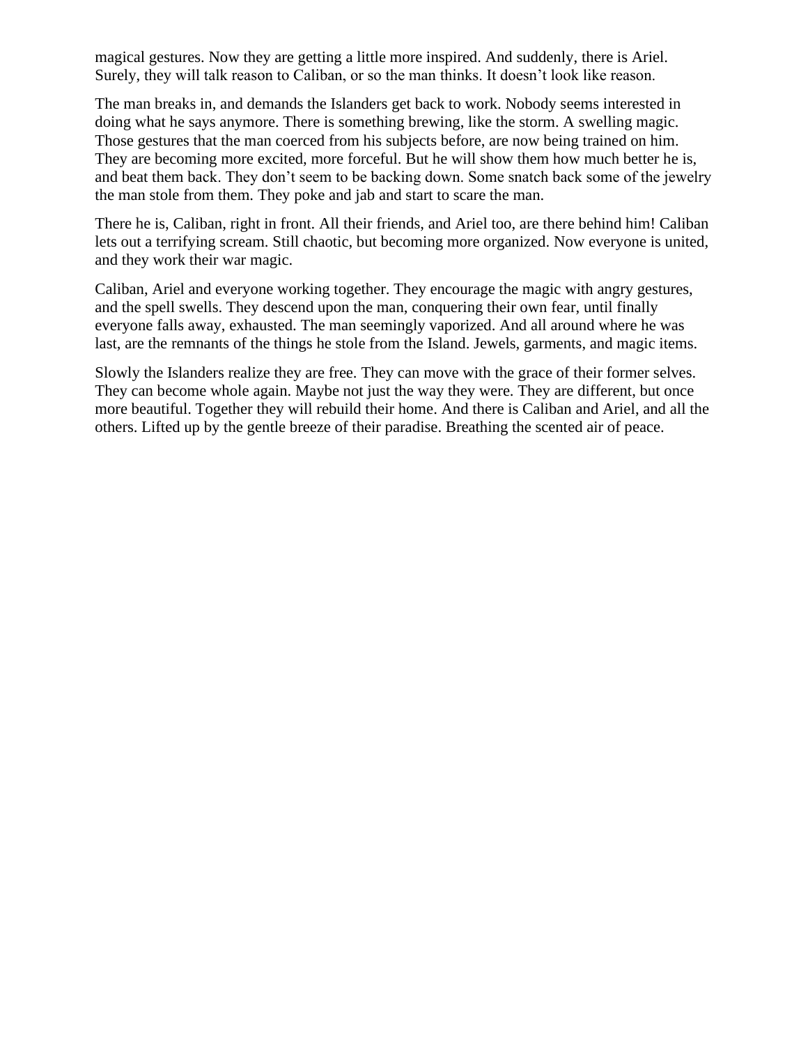magical gestures. Now they are getting a little more inspired. And suddenly, there is Ariel. Surely, they will talk reason to Caliban, or so the man thinks. It doesn't look like reason.

The man breaks in, and demands the Islanders get back to work. Nobody seems interested in doing what he says anymore. There is something brewing, like the storm. A swelling magic. Those gestures that the man coerced from his subjects before, are now being trained on him. They are becoming more excited, more forceful. But he will show them how much better he is, and beat them back. They don't seem to be backing down. Some snatch back some of the jewelry the man stole from them. They poke and jab and start to scare the man.

There he is, Caliban, right in front. All their friends, and Ariel too, are there behind him! Caliban lets out a terrifying scream. Still chaotic, but becoming more organized. Now everyone is united, and they work their war magic.

Caliban, Ariel and everyone working together. They encourage the magic with angry gestures, and the spell swells. They descend upon the man, conquering their own fear, until finally everyone falls away, exhausted. The man seemingly vaporized. And all around where he was last, are the remnants of the things he stole from the Island. Jewels, garments, and magic items.

Slowly the Islanders realize they are free. They can move with the grace of their former selves. They can become whole again. Maybe not just the way they were. They are different, but once more beautiful. Together they will rebuild their home. And there is Caliban and Ariel, and all the others. Lifted up by the gentle breeze of their paradise. Breathing the scented air of peace.